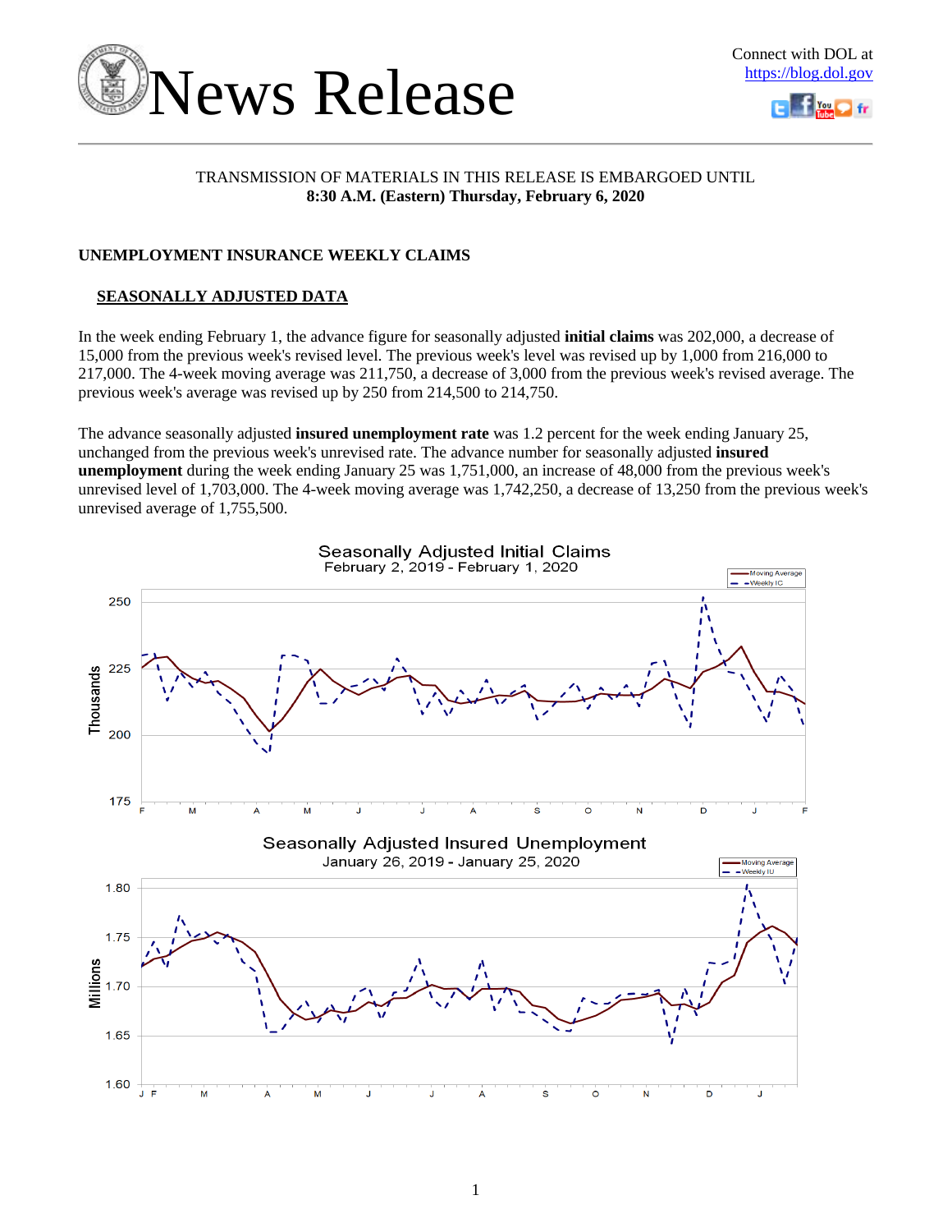# News Release

Connect with DOL at https://blog.dol.gov

TRANSMISSION OF MATERIALS IN THIS RELEASE IS EMBARGOED UNTIL
**8:30 A.M. (Eastern) Thursday, February 6, 2020**

## UNEMPLOYMENT INSURANCE WEEKLY CLAIMS

### SEASONALLY ADJUSTED DATA

In the week ending February 1, the advance figure for seasonally adjusted **initial claims** was 202,000, a decrease of 15,000 from the previous week's revised level. The previous week's level was revised up by 1,000 from 216,000 to 217,000. The 4-week moving average was 211,750, a decrease of 3,000 from the previous week's revised average. The previous week's average was revised up by 250 from 214,500 to 214,750.

The advance seasonally adjusted **insured unemployment rate** was 1.2 percent for the week ending January 25, unchanged from the previous week's unrevised rate. The advance number for seasonally adjusted **insured unemployment** during the week ending January 25 was 1,751,000, an increase of 48,000 from the previous week's unrevised level of 1,703,000. The 4-week moving average was 1,742,250, a decrease of 13,250 from the previous week's unrevised average of 1,755,500.

Seasonally Adjusted Initial Claims
February 2, 2019 - February 1, 2020

Seasonally Adjusted Insured Unemployment
January 26, 2019 - January 25, 2020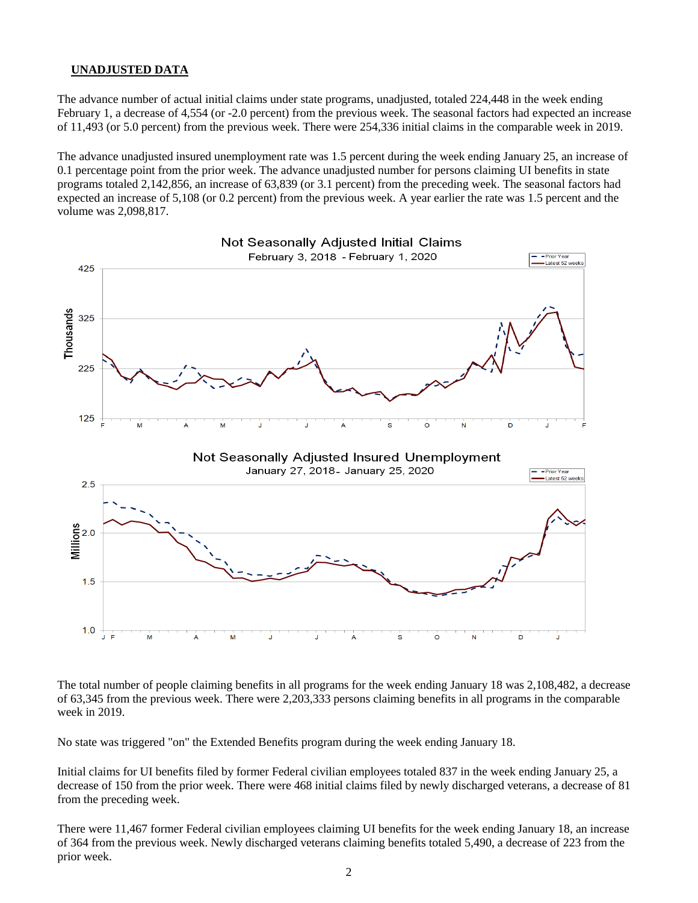## UNADJUSTED DATA

The advance number of actual initial claims under state programs, unadjusted, totaled 224,448 in the week ending February 1, a decrease of 4,554 (or -2.0 percent) from the previous week. The seasonal factors had expected an increase of 11,493 (or 5.0 percent) from the previous week. There were 254,336 initial claims in the comparable week in 2019.

The advance unadjusted insured unemployment rate was 1.5 percent during the week ending January 25, an increase of 0.1 percentage point from the prior week. The advance unadjusted number for persons claiming UI benefits in state programs totaled 2,142,856, an increase of 63,839 (or 3.1 percent) from the preceding week. The seasonal factors had expected an increase of 5,108 (or 0.2 percent) from the previous week. A year earlier the rate was 1.5 percent and the volume was 2,098,817.

Not Seasonally Adjusted Initial Claims
February 3, 2018 - February 1, 2020

Not Seasonally Adjusted Insured Unemployment
January 27, 2018 - January 25, 2020

The total number of people claiming benefits in all programs for the week ending January 18 was 2,108,482, a decrease of 63,345 from the previous week. There were 2,203,333 persons claiming benefits in all programs in the comparable week in 2019.

No state was triggered "on" the Extended Benefits program during the week ending January 18.

Initial claims for UI benefits filed by former Federal civilian employees totaled 837 in the week ending January 25, a decrease of 150 from the prior week. There were 468 initial claims filed by newly discharged veterans, a decrease of 81 from the preceding week.

There were 11,467 former Federal civilian employees claiming UI benefits for the week ending January 18, an increase of 364 from the previous week. Newly discharged veterans claiming benefits totaled 5,490, a decrease of 223 from the prior week.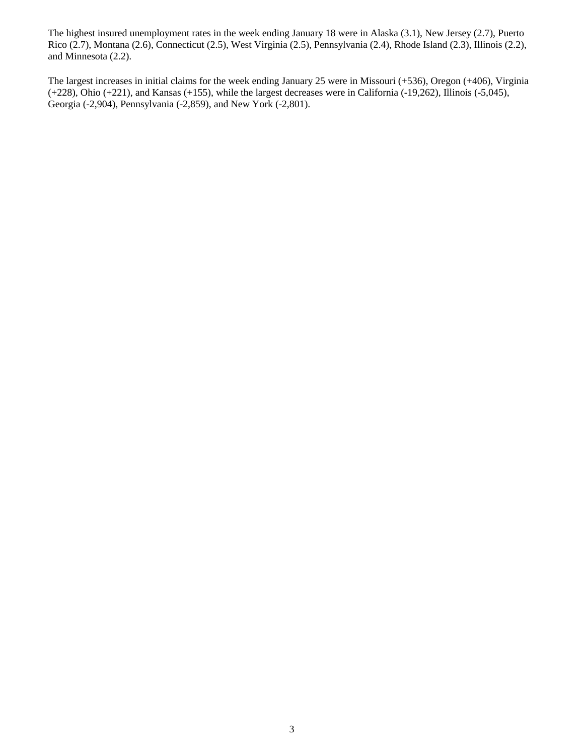The highest insured unemployment rates in the week ending January 18 were in Alaska (3.1), New Jersey (2.7), Puerto Rico (2.7), Montana (2.6), Connecticut (2.5), West Virginia (2.5), Pennsylvania (2.4), Rhode Island (2.3), Illinois (2.2), and Minnesota (2.2).

The largest increases in initial claims for the week ending January 25 were in Missouri (+536), Oregon (+406), Virginia (+228), Ohio (+221), and Kansas (+155), while the largest decreases were in California (-19,262), Illinois (-5,045), Georgia (-2,904), Pennsylvania (-2,859), and New York (-2,801).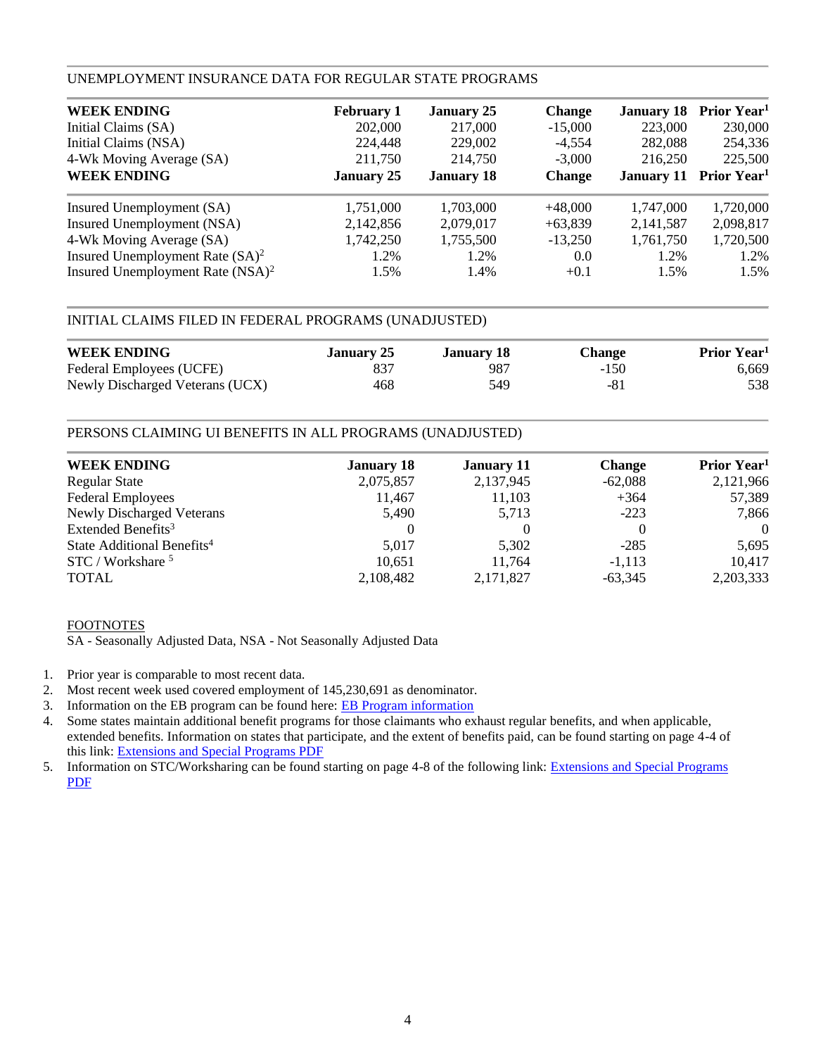UNEMPLOYMENT INSURANCE DATA FOR REGULAR STATE PROGRAMS

| WEEK ENDING | February 1 | January 25 | Change | January 18 | Prior Year[1] |
|---|---|---|---|---|---|
| Initial Claims (SA) | 202,000 | 217,000 | -15,000 | 223,000 | 230,000 |
| Initial Claims (NSA) | 224,448 | 229,002 | -4,554 | 282,088 | 254,336 |
| 4-Wk Moving Average (SA) | 211,750 | 214,750 | -3,000 | 216,250 | 225,500 |
| **WEEK ENDING** | **January 25** | **January 18** | **Change** | **January 11** | **Prior Year[1]** |
| Insured Unemployment (SA) | 1,751,000 | 1,703,000 | +48,000 | 1,747,000 | 1,720,000 |
| Insured Unemployment (NSA) | 2,142,856 | 2,079,017 | +63,839 | 2,141,587 | 2,098,817 |
| 4-Wk Moving Average (SA) | 1,742,250 | 1,755,500 | -13,250 | 1,761,750 | 1,720,500 |
| Insured Unemployment Rate (SA)[2] | 1.2% | 1.2% | 0.0 | 1.2% | 1.2% |
| Insured Unemployment Rate (NSA)[2] | 1.5% | 1.4% | +0.1 | 1.5% | 1.5% |

INITIAL CLAIMS FILED IN FEDERAL PROGRAMS (UNADJUSTED)

| WEEK ENDING | January 25 | January 18 | Change | Prior Year[1] |
|---|---|---|---|---|
| Federal Employees (UCFE) | 837 | 987 | -150 | 6,669 |
| Newly Discharged Veterans (UCX) | 468 | 549 | -81 | 538 |

PERSONS CLAIMING UI BENEFITS IN ALL PROGRAMS (UNADJUSTED)

| WEEK ENDING | January 18 | January 11 | Change | Prior Year[1] |
|---|---|---|---|---|
| Regular State | 2,075,857 | 2,137,945 | -62,088 | 2,121,966 |
| Federal Employees | 11,467 | 11,103 | +364 | 57,389 |
| Newly Discharged Veterans | 5,490 | 5,713 | -223 | 7,866 |
| Extended Benefits[3] | 0 | 0 | 0 | 0 |
| State Additional Benefits[4] | 5,017 | 5,302 | -285 | 5,695 |
| STC / Workshare [5] | 10,651 | 11,764 | -1,113 | 10,417 |
| TOTAL | 2,108,482 | 2,171,827 | -63,345 | 2,203,333 |

FOOTNOTES

SA - Seasonally Adjusted Data, NSA - Not Seasonally Adjusted Data

1. Prior year is comparable to most recent data.
2. Most recent week used covered employment of 145,230,691 as denominator.
3. Information on the EB program can be found here: EB Program information
4. Some states maintain additional benefit programs for those claimants who exhaust regular benefits, and when applicable, extended benefits. Information on states that participate, and the extent of benefits paid, can be found starting on page 4-4 of this link: Extensions and Special Programs PDF
5. Information on STC/Worksharing can be found starting on page 4-8 of the following link: Extensions and Special Programs PDF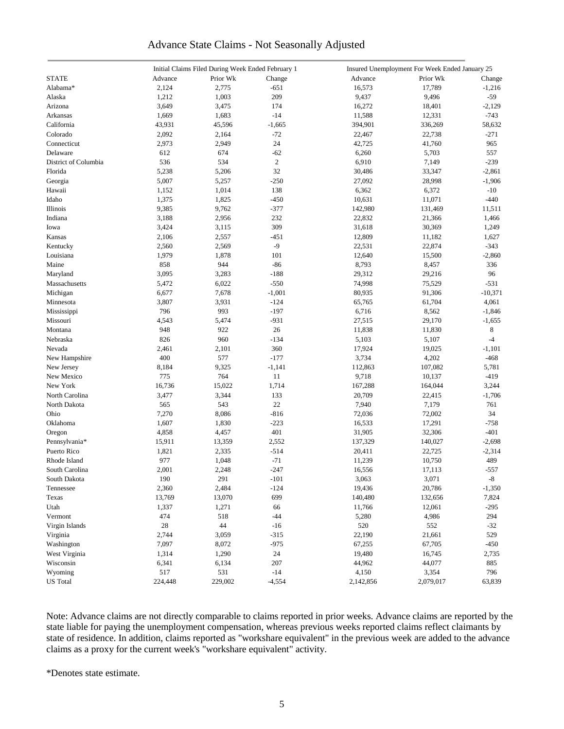# Advance State Claims - Not Seasonally Adjusted

| STATE | Initial Claims Filed During Week Ended February 1 | | | Insured Unemployment For Week Ended January 25 | | |
|---|---|---|---|---|---|---|
| | Advance | Prior Wk | Change | Advance | Prior Wk | Change |
| Alabama* | 2,124 | 2,775 | -651 | 16,573 | 17,789 | -1,216 |
| Alaska | 1,212 | 1,003 | 209 | 9,437 | 9,496 | -59 |
| Arizona | 3,649 | 3,475 | 174 | 16,272 | 18,401 | -2,129 |
| Arkansas | 1,669 | 1,683 | -14 | 11,588 | 12,331 | -743 |
| California | 43,931 | 45,596 | -1,665 | 394,901 | 336,269 | 58,632 |
| Colorado | 2,092 | 2,164 | -72 | 22,467 | 22,738 | -271 |
| Connecticut | 2,973 | 2,949 | 24 | 42,725 | 41,760 | 965 |
| Delaware | 612 | 674 | -62 | 6,260 | 5,703 | 557 |
| District of Columbia | 536 | 534 | 2 | 6,910 | 7,149 | -239 |
| Florida | 5,238 | 5,206 | 32 | 30,486 | 33,347 | -2,861 |
| Georgia | 5,007 | 5,257 | -250 | 27,092 | 28,998 | -1,906 |
| Hawaii | 1,152 | 1,014 | 138 | 6,362 | 6,372 | -10 |
| Idaho | 1,375 | 1,825 | -450 | 10,631 | 11,071 | -440 |
| Illinois | 9,385 | 9,762 | -377 | 142,980 | 131,469 | 11,511 |
| Indiana | 3,188 | 2,956 | 232 | 22,832 | 21,366 | 1,466 |
| Iowa | 3,424 | 3,115 | 309 | 31,618 | 30,369 | 1,249 |
| Kansas | 2,106 | 2,557 | -451 | 12,809 | 11,182 | 1,627 |
| Kentucky | 2,560 | 2,569 | -9 | 22,531 | 22,874 | -343 |
| Louisiana | 1,979 | 1,878 | 101 | 12,640 | 15,500 | -2,860 |
| Maine | 858 | 944 | -86 | 8,793 | 8,457 | 336 |
| Maryland | 3,095 | 3,283 | -188 | 29,312 | 29,216 | 96 |
| Massachusetts | 5,472 | 6,022 | -550 | 74,998 | 75,529 | -531 |
| Michigan | 6,677 | 7,678 | -1,001 | 80,935 | 91,306 | -10,371 |
| Minnesota | 3,807 | 3,931 | -124 | 65,765 | 61,704 | 4,061 |
| Mississippi | 796 | 993 | -197 | 6,716 | 8,562 | -1,846 |
| Missouri | 4,543 | 5,474 | -931 | 27,515 | 29,170 | -1,655 |
| Montana | 948 | 922 | 26 | 11,838 | 11,830 | 8 |
| Nebraska | 826 | 960 | -134 | 5,103 | 5,107 | -4 |
| Nevada | 2,461 | 2,101 | 360 | 17,924 | 19,025 | -1,101 |
| New Hampshire | 400 | 577 | -177 | 3,734 | 4,202 | -468 |
| New Jersey | 8,184 | 9,325 | -1,141 | 112,863 | 107,082 | 5,781 |
| New Mexico | 775 | 764 | 11 | 9,718 | 10,137 | -419 |
| New York | 16,736 | 15,022 | 1,714 | 167,288 | 164,044 | 3,244 |
| North Carolina | 3,477 | 3,344 | 133 | 20,709 | 22,415 | -1,706 |
| North Dakota | 565 | 543 | 22 | 7,940 | 7,179 | 761 |
| Ohio | 7,270 | 8,086 | -816 | 72,036 | 72,002 | 34 |
| Oklahoma | 1,607 | 1,830 | -223 | 16,533 | 17,291 | -758 |
| Oregon | 4,858 | 4,457 | 401 | 31,905 | 32,306 | -401 |
| Pennsylvania* | 15,911 | 13,359 | 2,552 | 137,329 | 140,027 | -2,698 |
| Puerto Rico | 1,821 | 2,335 | -514 | 20,411 | 22,725 | -2,314 |
| Rhode Island | 977 | 1,048 | -71 | 11,239 | 10,750 | 489 |
| South Carolina | 2,001 | 2,248 | -247 | 16,556 | 17,113 | -557 |
| South Dakota | 190 | 291 | -101 | 3,063 | 3,071 | -8 |
| Tennessee | 2,360 | 2,484 | -124 | 19,436 | 20,786 | -1,350 |
| Texas | 13,769 | 13,070 | 699 | 140,480 | 132,656 | 7,824 |
| Utah | 1,337 | 1,271 | 66 | 11,766 | 12,061 | -295 |
| Vermont | 474 | 518 | -44 | 5,280 | 4,986 | 294 |
| Virgin Islands | 28 | 44 | -16 | 520 | 552 | -32 |
| Virginia | 2,744 | 3,059 | -315 | 22,190 | 21,661 | 529 |
| Washington | 7,097 | 8,072 | -975 | 67,255 | 67,705 | -450 |
| West Virginia | 1,314 | 1,290 | 24 | 19,480 | 16,745 | 2,735 |
| Wisconsin | 6,341 | 6,134 | 207 | 44,962 | 44,077 | 885 |
| Wyoming | 517 | 531 | -14 | 4,150 | 3,354 | 796 |
| US Total | 224,448 | 229,002 | -4,554 | 2,142,856 | 2,079,017 | 63,839 |

Note: Advance claims are not directly comparable to claims reported in prior weeks. Advance claims are reported by the state liable for paying the unemployment compensation, whereas previous weeks reported claims reflect claimants by state of residence. In addition, claims reported as "workshare equivalent" in the previous week are added to the advance claims as a proxy for the current week's "workshare equivalent" activity.

*Denotes state estimate.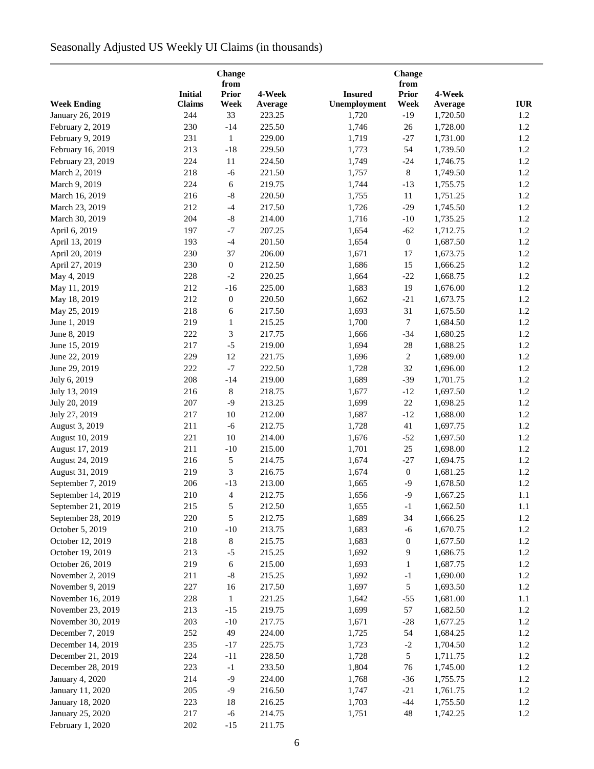# Seasonally Adjusted US Weekly UI Claims (in thousands)

| Week Ending | Initial Claims | Change from Prior Week | 4-Week Average | Insured Unemployment | Change from Prior Week | 4-Week Average | IUR |
|---|---|---|---|---|---|---|---|
| January 26, 2019 | 244 | 33 | 223.25 | 1,720 | -19 | 1,720.50 | 1.2 |
| February 2, 2019 | 230 | -14 | 225.50 | 1,746 | 26 | 1,728.00 | 1.2 |
| February 9, 2019 | 231 | 1 | 229.00 | 1,719 | -27 | 1,731.00 | 1.2 |
| February 16, 2019 | 213 | -18 | 229.50 | 1,773 | 54 | 1,739.50 | 1.2 |
| February 23, 2019 | 224 | 11 | 224.50 | 1,749 | -24 | 1,746.75 | 1.2 |
| March 2, 2019 | 218 | -6 | 221.50 | 1,757 | 8 | 1,749.50 | 1.2 |
| March 9, 2019 | 224 | 6 | 219.75 | 1,744 | -13 | 1,755.75 | 1.2 |
| March 16, 2019 | 216 | -8 | 220.50 | 1,755 | 11 | 1,751.25 | 1.2 |
| March 23, 2019 | 212 | -4 | 217.50 | 1,726 | -29 | 1,745.50 | 1.2 |
| March 30, 2019 | 204 | -8 | 214.00 | 1,716 | -10 | 1,735.25 | 1.2 |
| April 6, 2019 | 197 | -7 | 207.25 | 1,654 | -62 | 1,712.75 | 1.2 |
| April 13, 2019 | 193 | -4 | 201.50 | 1,654 | 0 | 1,687.50 | 1.2 |
| April 20, 2019 | 230 | 37 | 206.00 | 1,671 | 17 | 1,673.75 | 1.2 |
| April 27, 2019 | 230 | 0 | 212.50 | 1,686 | 15 | 1,666.25 | 1.2 |
| May 4, 2019 | 228 | -2 | 220.25 | 1,664 | -22 | 1,668.75 | 1.2 |
| May 11, 2019 | 212 | -16 | 225.00 | 1,683 | 19 | 1,676.00 | 1.2 |
| May 18, 2019 | 212 | 0 | 220.50 | 1,662 | -21 | 1,673.75 | 1.2 |
| May 25, 2019 | 218 | 6 | 217.50 | 1,693 | 31 | 1,675.50 | 1.2 |
| June 1, 2019 | 219 | 1 | 215.25 | 1,700 | 7 | 1,684.50 | 1.2 |
| June 8, 2019 | 222 | 3 | 217.75 | 1,666 | -34 | 1,680.25 | 1.2 |
| June 15, 2019 | 217 | -5 | 219.00 | 1,694 | 28 | 1,688.25 | 1.2 |
| June 22, 2019 | 229 | 12 | 221.75 | 1,696 | 2 | 1,689.00 | 1.2 |
| June 29, 2019 | 222 | -7 | 222.50 | 1,728 | 32 | 1,696.00 | 1.2 |
| July 6, 2019 | 208 | -14 | 219.00 | 1,689 | -39 | 1,701.75 | 1.2 |
| July 13, 2019 | 216 | 8 | 218.75 | 1,677 | -12 | 1,697.50 | 1.2 |
| July 20, 2019 | 207 | -9 | 213.25 | 1,699 | 22 | 1,698.25 | 1.2 |
| July 27, 2019 | 217 | 10 | 212.00 | 1,687 | -12 | 1,688.00 | 1.2 |
| August 3, 2019 | 211 | -6 | 212.75 | 1,728 | 41 | 1,697.75 | 1.2 |
| August 10, 2019 | 221 | 10 | 214.00 | 1,676 | -52 | 1,697.50 | 1.2 |
| August 17, 2019 | 211 | -10 | 215.00 | 1,701 | 25 | 1,698.00 | 1.2 |
| August 24, 2019 | 216 | 5 | 214.75 | 1,674 | -27 | 1,694.75 | 1.2 |
| August 31, 2019 | 219 | 3 | 216.75 | 1,674 | 0 | 1,681.25 | 1.2 |
| September 7, 2019 | 206 | -13 | 213.00 | 1,665 | -9 | 1,678.50 | 1.2 |
| September 14, 2019 | 210 | 4 | 212.75 | 1,656 | -9 | 1,667.25 | 1.1 |
| September 21, 2019 | 215 | 5 | 212.50 | 1,655 | -1 | 1,662.50 | 1.1 |
| September 28, 2019 | 220 | 5 | 212.75 | 1,689 | 34 | 1,666.25 | 1.2 |
| October 5, 2019 | 210 | -10 | 213.75 | 1,683 | -6 | 1,670.75 | 1.2 |
| October 12, 2019 | 218 | 8 | 215.75 | 1,683 | 0 | 1,677.50 | 1.2 |
| October 19, 2019 | 213 | -5 | 215.25 | 1,692 | 9 | 1,686.75 | 1.2 |
| October 26, 2019 | 219 | 6 | 215.00 | 1,693 | 1 | 1,687.75 | 1.2 |
| November 2, 2019 | 211 | -8 | 215.25 | 1,692 | -1 | 1,690.00 | 1.2 |
| November 9, 2019 | 227 | 16 | 217.50 | 1,697 | 5 | 1,693.50 | 1.2 |
| November 16, 2019 | 228 | 1 | 221.25 | 1,642 | -55 | 1,681.00 | 1.1 |
| November 23, 2019 | 213 | -15 | 219.75 | 1,699 | 57 | 1,682.50 | 1.2 |
| November 30, 2019 | 203 | -10 | 217.75 | 1,671 | -28 | 1,677.25 | 1.2 |
| December 7, 2019 | 252 | 49 | 224.00 | 1,725 | 54 | 1,684.25 | 1.2 |
| December 14, 2019 | 235 | -17 | 225.75 | 1,723 | -2 | 1,704.50 | 1.2 |
| December 21, 2019 | 224 | -11 | 228.50 | 1,728 | 5 | 1,711.75 | 1.2 |
| December 28, 2019 | 223 | -1 | 233.50 | 1,804 | 76 | 1,745.00 | 1.2 |
| January 4, 2020 | 214 | -9 | 224.00 | 1,768 | -36 | 1,755.75 | 1.2 |
| January 11, 2020 | 205 | -9 | 216.50 | 1,747 | -21 | 1,761.75 | 1.2 |
| January 18, 2020 | 223 | 18 | 216.25 | 1,703 | -44 | 1,755.50 | 1.2 |
| January 25, 2020 | 217 | -6 | 214.75 | 1,751 | 48 | 1,742.25 | 1.2 |
| February 1, 2020 | 202 | -15 | 211.75 | | | | |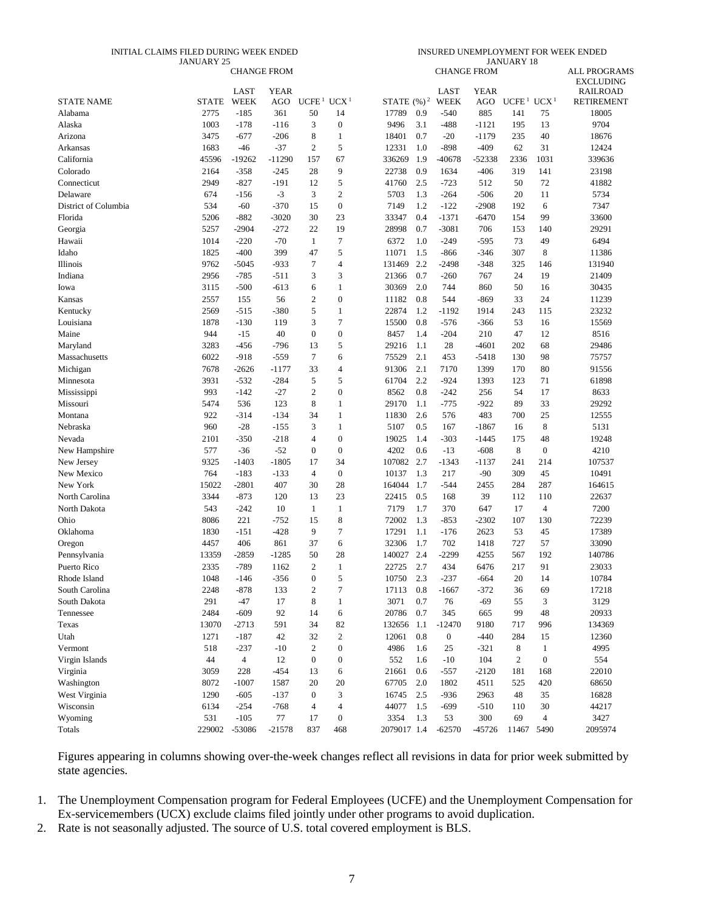| | INITIAL CLAIMS FILED DURING WEEK ENDED JANUARY 25 | | | | | INSURED UNEMPLOYMENT FOR WEEK ENDED JANUARY 18 | | | | | | | |
|---|---|---|---|---|---|---|---|---|---|---|---|---|---|
| | | CHANGE FROM | | | | | | CHANGE FROM | | | | | ALL PROGRAMS EXCLUDING RAILROAD RETIREMENT |
| STATE NAME | STATE | LAST WEEK | YEAR AGO | UCFE [1] | UCX [1] | STATE | (%) [2] | LAST WEEK | YEAR AGO | UCFE [1] | UCX [1] | | |
| Alabama | 2775 | -185 | 361 | 50 | 14 | 17789 | 0.9 | -540 | 885 | 141 | 75 | | 18005 |
| Alaska | 1003 | -178 | -116 | 3 | 0 | 9496 | 3.1 | -488 | -1121 | 195 | 13 | | 9704 |
| Arizona | 3475 | -677 | -206 | 8 | 1 | 18401 | 0.7 | -20 | -1179 | 235 | 40 | | 18676 |
| Arkansas | 1683 | -46 | -37 | 2 | 5 | 12331 | 1.0 | -898 | -409 | 62 | 31 | | 12424 |
| California | 45596 | -19262 | -11290 | 157 | 67 | 336269 | 1.9 | -40678 | -52338 | 2336 | 1031 | | 339636 |
| Colorado | 2164 | -358 | -245 | 28 | 9 | 22738 | 0.9 | 1634 | -406 | 319 | 141 | | 23198 |
| Connecticut | 2949 | -827 | -191 | 12 | 5 | 41760 | 2.5 | -723 | 512 | 50 | 72 | | 41882 |
| Delaware | 674 | -156 | -3 | 3 | 2 | 5703 | 1.3 | -264 | -506 | 20 | 11 | | 5734 |
| District of Columbia | 534 | -60 | -370 | 15 | 0 | 7149 | 1.2 | -122 | -2908 | 192 | 6 | | 7347 |
| Florida | 5206 | -882 | -3020 | 30 | 23 | 33347 | 0.4 | -1371 | -6470 | 154 | 99 | | 33600 |
| Georgia | 5257 | -2904 | -272 | 22 | 19 | 28998 | 0.7 | -3081 | 706 | 153 | 140 | | 29291 |
| Hawaii | 1014 | -220 | -70 | 1 | 7 | 6372 | 1.0 | -249 | -595 | 73 | 49 | | 6494 |
| Idaho | 1825 | -400 | 399 | 47 | 5 | 11071 | 1.5 | -866 | -346 | 307 | 8 | | 11386 |
| Illinois | 9762 | -5045 | -933 | 7 | 4 | 131469 | 2.2 | -2498 | -348 | 325 | 146 | | 131940 |
| Indiana | 2956 | -785 | -511 | 3 | 3 | 21366 | 0.7 | -260 | 767 | 24 | 19 | | 21409 |
| Iowa | 3115 | -500 | -613 | 6 | 1 | 30369 | 2.0 | 744 | 860 | 50 | 16 | | 30435 |
| Kansas | 2557 | 155 | 56 | 2 | 0 | 11182 | 0.8 | 544 | -869 | 33 | 24 | | 11239 |
| Kentucky | 2569 | -515 | -380 | 5 | 1 | 22874 | 1.2 | -1192 | 1914 | 243 | 115 | | 23232 |
| Louisiana | 1878 | -130 | 119 | 3 | 7 | 15500 | 0.8 | -576 | -366 | 53 | 16 | | 15569 |
| Maine | 944 | -15 | 40 | 0 | 0 | 8457 | 1.4 | -204 | 210 | 47 | 12 | | 8516 |
| Maryland | 3283 | -456 | -796 | 13 | 5 | 29216 | 1.1 | 28 | -4601 | 202 | 68 | | 29486 |
| Massachusetts | 6022 | -918 | -559 | 7 | 6 | 75529 | 2.1 | 453 | -5418 | 130 | 98 | | 75757 |
| Michigan | 7678 | -2626 | -1177 | 33 | 4 | 91306 | 2.1 | 7170 | 1399 | 170 | 80 | | 91556 |
| Minnesota | 3931 | -532 | -284 | 5 | 5 | 61704 | 2.2 | -924 | 1393 | 123 | 71 | | 61898 |
| Mississippi | 993 | -142 | -27 | 2 | 0 | 8562 | 0.8 | -242 | 256 | 54 | 17 | | 8633 |
| Missouri | 5474 | 536 | 123 | 8 | 1 | 29170 | 1.1 | -775 | -922 | 89 | 33 | | 29292 |
| Montana | 922 | -314 | -134 | 34 | 1 | 11830 | 2.6 | 576 | 483 | 700 | 25 | | 12555 |
| Nebraska | 960 | -28 | -155 | 3 | 1 | 5107 | 0.5 | 167 | -1867 | 16 | 8 | | 5131 |
| Nevada | 2101 | -350 | -218 | 4 | 0 | 19025 | 1.4 | -303 | -1445 | 175 | 48 | | 19248 |
| New Hampshire | 577 | -36 | -52 | 0 | 0 | 4202 | 0.6 | -13 | -608 | 8 | 0 | | 4210 |
| New Jersey | 9325 | -1403 | -1805 | 17 | 34 | 107082 | 2.7 | -1343 | -1137 | 241 | 214 | | 107537 |
| New Mexico | 764 | -183 | -133 | 4 | 0 | 10137 | 1.3 | 217 | -90 | 309 | 45 | | 10491 |
| New York | 15022 | -2801 | 407 | 30 | 28 | 164044 | 1.7 | -544 | 2455 | 284 | 287 | | 164615 |
| North Carolina | 3344 | -873 | 120 | 13 | 23 | 22415 | 0.5 | 168 | 39 | 112 | 110 | | 22637 |
| North Dakota | 543 | -242 | 10 | 1 | 1 | 7179 | 1.7 | 370 | 647 | 17 | 4 | | 7200 |
| Ohio | 8086 | 221 | -752 | 15 | 8 | 72002 | 1.3 | -853 | -2302 | 107 | 130 | | 72239 |
| Oklahoma | 1830 | -151 | -428 | 9 | 7 | 17291 | 1.1 | -176 | 2623 | 53 | 45 | | 17389 |
| Oregon | 4457 | 406 | 861 | 37 | 6 | 32306 | 1.7 | 702 | 1418 | 727 | 57 | | 33090 |
| Pennsylvania | 13359 | -2859 | -1285 | 50 | 28 | 140027 | 2.4 | -2299 | 4255 | 567 | 192 | | 140786 |
| Puerto Rico | 2335 | -789 | 1162 | 2 | 1 | 22725 | 2.7 | 434 | 6476 | 217 | 91 | | 23033 |
| Rhode Island | 1048 | -146 | -356 | 0 | 5 | 10750 | 2.3 | -237 | -664 | 20 | 14 | | 10784 |
| South Carolina | 2248 | -878 | 133 | 2 | 7 | 17113 | 0.8 | -1667 | -372 | 36 | 69 | | 17218 |
| South Dakota | 291 | -47 | 17 | 8 | 1 | 3071 | 0.7 | 76 | -69 | 55 | 3 | | 3129 |
| Tennessee | 2484 | -609 | 92 | 14 | 6 | 20786 | 0.7 | 345 | 665 | 99 | 48 | | 20933 |
| Texas | 13070 | -2713 | 591 | 34 | 82 | 132656 | 1.1 | -12470 | 9180 | 717 | 996 | | 134369 |
| Utah | 1271 | -187 | 42 | 32 | 2 | 12061 | 0.8 | 0 | -440 | 284 | 15 | | 12360 |
| Vermont | 518 | -237 | -10 | 2 | 0 | 4986 | 1.6 | 25 | -321 | 8 | 1 | | 4995 |
| Virgin Islands | 44 | 4 | 12 | 0 | 0 | 552 | 1.6 | -10 | 104 | 2 | 0 | | 554 |
| Virginia | 3059 | 228 | -454 | 13 | 6 | 21661 | 0.6 | -557 | -2120 | 181 | 168 | | 22010 |
| Washington | 8072 | -1007 | 1587 | 20 | 20 | 67705 | 2.0 | 1802 | 4511 | 525 | 420 | | 68650 |
| West Virginia | 1290 | -605 | -137 | 0 | 3 | 16745 | 2.5 | -936 | 2963 | 48 | 35 | | 16828 |
| Wisconsin | 6134 | -254 | -768 | 4 | 4 | 44077 | 1.5 | -699 | -510 | 110 | 30 | | 44217 |
| Wyoming | 531 | -105 | 77 | 17 | 0 | 3354 | 1.3 | 53 | 300 | 69 | 4 | | 3427 |
| Totals | 229002 | -53086 | -21578 | 837 | 468 | 2079017 | 1.4 | -62570 | -45726 | 11467 | 5490 | | 2095974 |

Figures appearing in columns showing over-the-week changes reflect all revisions in data for prior week submitted by state agencies.

1. The Unemployment Compensation program for Federal Employees (UCFE) and the Unemployment Compensation for Ex-servicemembers (UCX) exclude claims filed jointly under other programs to avoid duplication.
2. Rate is not seasonally adjusted. The source of U.S. total covered employment is BLS.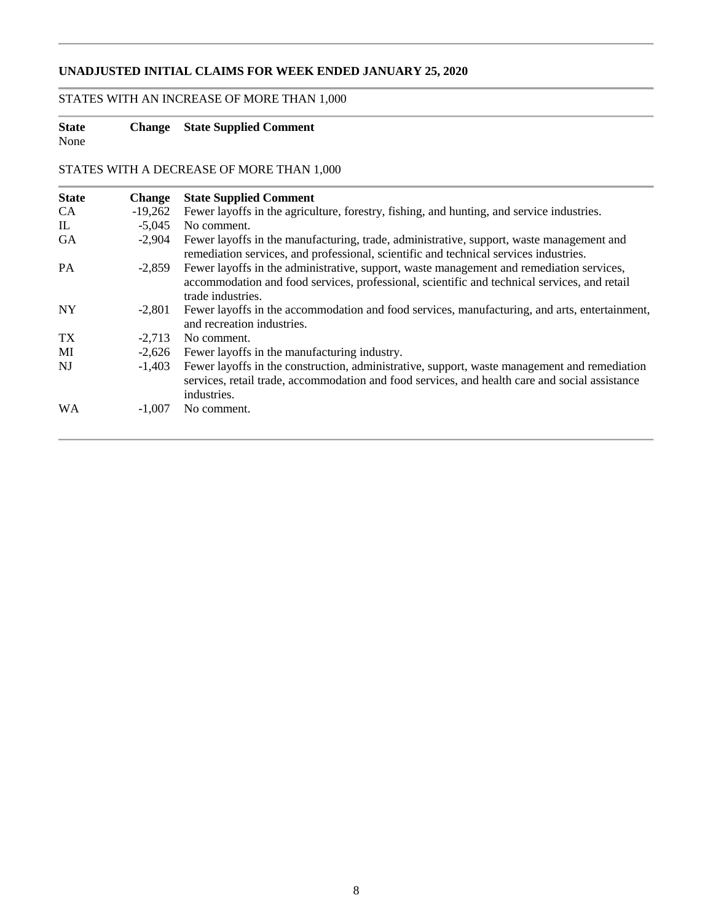## UNADJUSTED INITIAL CLAIMS FOR WEEK ENDED JANUARY 25, 2020

STATES WITH AN INCREASE OF MORE THAN 1,000

| State | Change | State Supplied Comment |
|---|---|---|
| None | | |

STATES WITH A DECREASE OF MORE THAN 1,000

| State | Change | State Supplied Comment |
|---|---|---|
| CA | -19,262 | Fewer layoffs in the agriculture, forestry, fishing, and hunting, and service industries. |
| IL | -5,045 | No comment. |
| GA | -2,904 | Fewer layoffs in the manufacturing, trade, administrative, support, waste management and remediation services, and professional, scientific and technical services industries. |
| PA | -2,859 | Fewer layoffs in the administrative, support, waste management and remediation services, accommodation and food services, professional, scientific and technical services, and retail trade industries. |
| NY | -2,801 | Fewer layoffs in the accommodation and food services, manufacturing, and arts, entertainment, and recreation industries. |
| TX | -2,713 | No comment. |
| MI | -2,626 | Fewer layoffs in the manufacturing industry. |
| NJ | -1,403 | Fewer layoffs in the construction, administrative, support, waste management and remediation services, retail trade, accommodation and food services, and health care and social assistance industries. |
| WA | -1,007 | No comment. |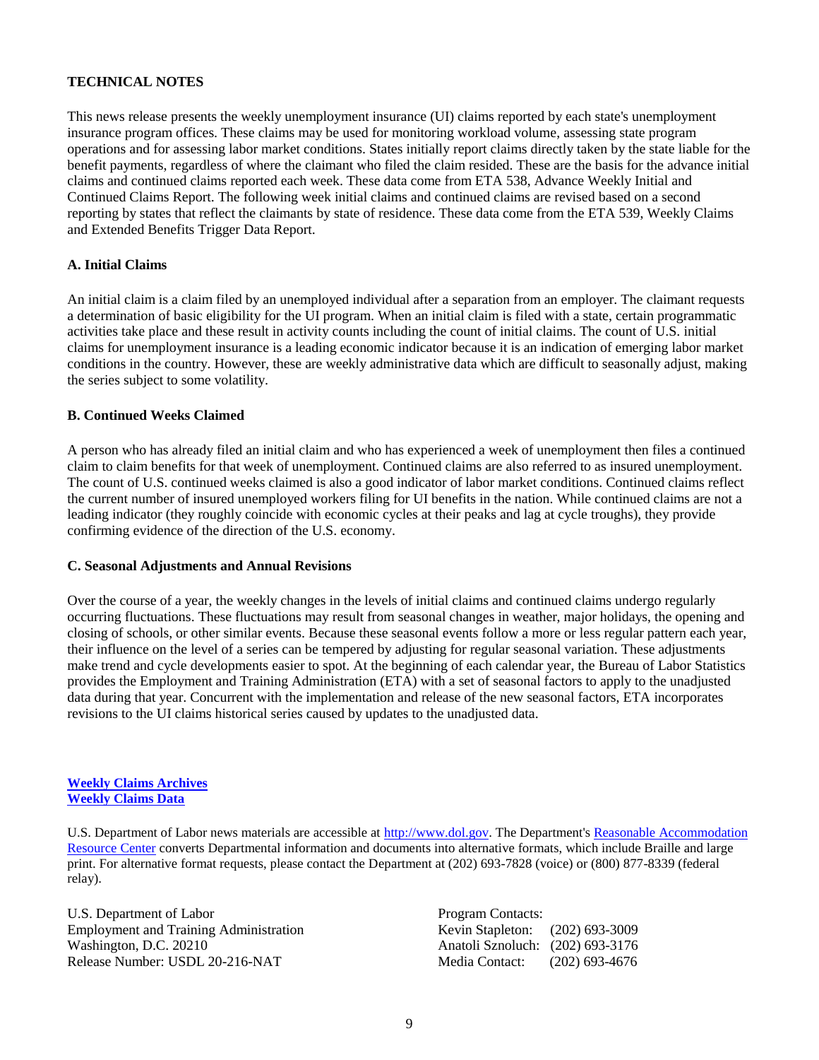## TECHNICAL NOTES

This news release presents the weekly unemployment insurance (UI) claims reported by each state's unemployment insurance program offices. These claims may be used for monitoring workload volume, assessing state program operations and for assessing labor market conditions. States initially report claims directly taken by the state liable for the benefit payments, regardless of where the claimant who filed the claim resided. These are the basis for the advance initial claims and continued claims reported each week. These data come from ETA 538, Advance Weekly Initial and Continued Claims Report. The following week initial claims and continued claims are revised based on a second reporting by states that reflect the claimants by state of residence. These data come from the ETA 539, Weekly Claims and Extended Benefits Trigger Data Report.

### A. Initial Claims

An initial claim is a claim filed by an unemployed individual after a separation from an employer. The claimant requests a determination of basic eligibility for the UI program. When an initial claim is filed with a state, certain programmatic activities take place and these result in activity counts including the count of initial claims. The count of U.S. initial claims for unemployment insurance is a leading economic indicator because it is an indication of emerging labor market conditions in the country. However, these are weekly administrative data which are difficult to seasonally adjust, making the series subject to some volatility.

### B. Continued Weeks Claimed

A person who has already filed an initial claim and who has experienced a week of unemployment then files a continued claim to claim benefits for that week of unemployment. Continued claims are also referred to as insured unemployment. The count of U.S. continued weeks claimed is also a good indicator of labor market conditions. Continued claims reflect the current number of insured unemployed workers filing for UI benefits in the nation. While continued claims are not a leading indicator (they roughly coincide with economic cycles at their peaks and lag at cycle troughs), they provide confirming evidence of the direction of the U.S. economy.

### C. Seasonal Adjustments and Annual Revisions

Over the course of a year, the weekly changes in the levels of initial claims and continued claims undergo regularly occurring fluctuations. These fluctuations may result from seasonal changes in weather, major holidays, the opening and closing of schools, or other similar events. Because these seasonal events follow a more or less regular pattern each year, their influence on the level of a series can be tempered by adjusting for regular seasonal variation. These adjustments make trend and cycle developments easier to spot. At the beginning of each calendar year, the Bureau of Labor Statistics provides the Employment and Training Administration (ETA) with a set of seasonal factors to apply to the unadjusted data during that year. Concurrent with the implementation and release of the new seasonal factors, ETA incorporates revisions to the UI claims historical series caused by updates to the unadjusted data.

**Weekly Claims Archives**
**Weekly Claims Data**

U.S. Department of Labor news materials are accessible at http://www.dol.gov. The Department's Reasonable Accommodation Resource Center converts Departmental information and documents into alternative formats, which include Braille and large print. For alternative format requests, please contact the Department at (202) 693-7828 (voice) or (800) 877-8339 (federal relay).

U.S. Department of Labor
Employment and Training Administration
Washington, D.C. 20210
Release Number: USDL 20-216-NAT

Program Contacts:
Kevin Stapleton: (202) 693-3009
Anatoli Sznoluch: (202) 693-3176
Media Contact: (202) 693-4676